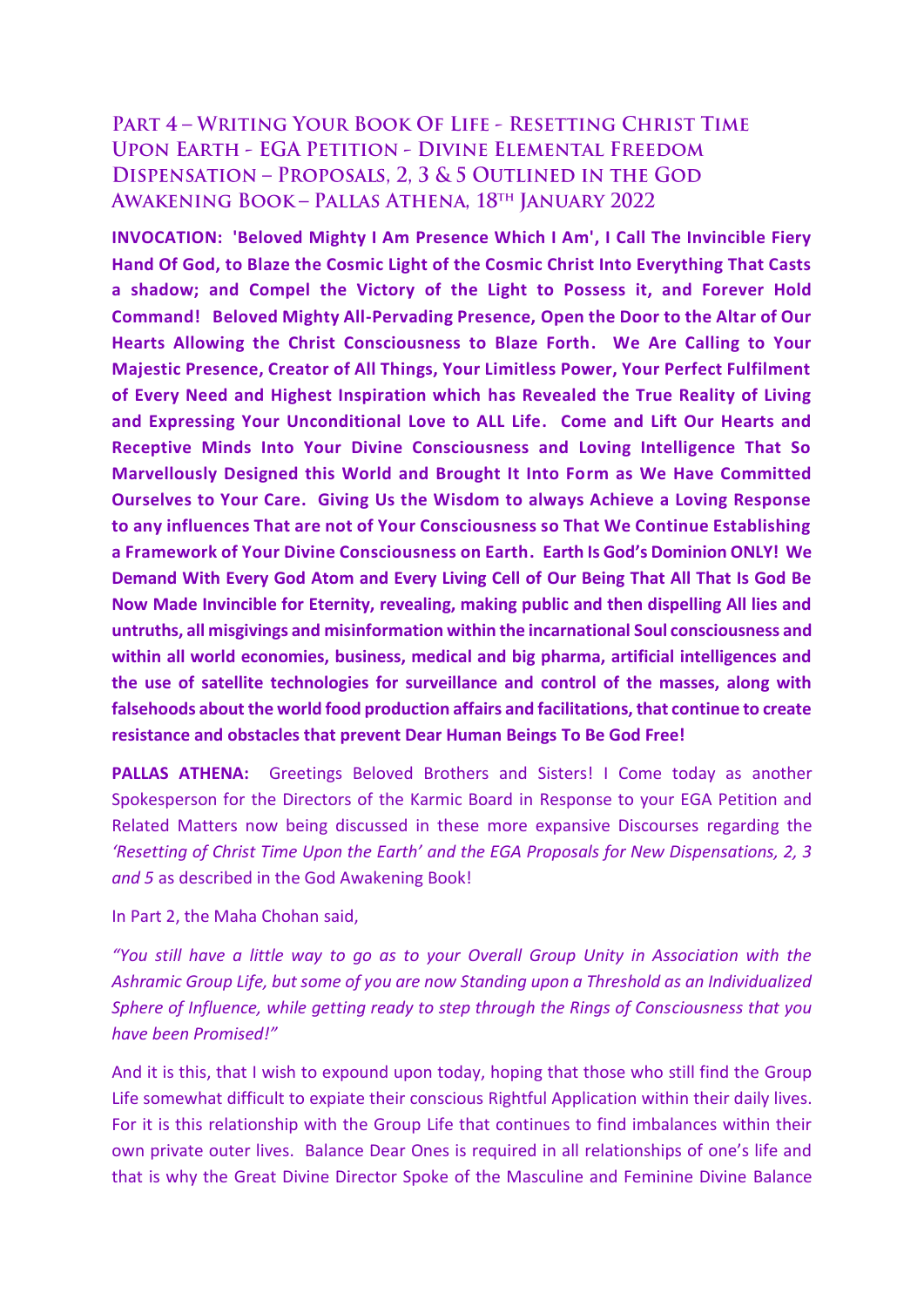# Part 4 – Writing Your Book Of Life - Resetting Christ Time Upon Earth - EGA Petition - Divine Elemental Freedom Dispensation – Proposals, 2, 3 & 5 Outlined in the God Awakening Book – Pallas Athena, 18th January 2022

**INVOCATION: 'Beloved Mighty I Am Presence Which I Am', I Call The Invincible Fiery Hand Of God, to Blaze the Cosmic Light of the Cosmic Christ Into Everything That Casts a shadow; and Compel the Victory of the Light to Possess it, and Forever Hold Command! Beloved Mighty All-Pervading Presence, Open the Door to the Altar of Our Hearts Allowing the Christ Consciousness to Blaze Forth. We Are Calling to Your Majestic Presence, Creator of All Things, Your Limitless Power, Your Perfect Fulfilment of Every Need and Highest Inspiration which has Revealed the True Reality of Living and Expressing Your Unconditional Love to ALL Life. Come and Lift Our Hearts and Receptive Minds Into Your Divine Consciousness and Loving Intelligence That So Marvellously Designed this World and Brought It Into Form as We Have Committed Ourselves to Your Care. Giving Us the Wisdom to always Achieve a Loving Response to any influences That are not of Your Consciousness so That We Continue Establishing a Framework of Your Divine Consciousness on Earth. Earth Is God's Dominion ONLY! We Demand With Every God Atom and Every Living Cell of Our Being That All That Is God Be Now Made Invincible for Eternity, revealing, making public and then dispelling All lies and untruths, all misgivings and misinformation within the incarnational Soul consciousness and within all world economies, business, medical and big pharma, artificial intelligences and the use of satellite technologies for surveillance and control of the masses, along with falsehoods about the world food production affairs and facilitations, that continue to create resistance and obstacles that prevent Dear Human Beings To Be God Free!**

**PALLAS ATHENA:** Greetings Beloved Brothers and Sisters! I Come today as another Spokesperson for the Directors of the Karmic Board in Response to your EGA Petition and Related Matters now being discussed in these more expansive Discourses regarding the *'Resetting of Christ Time Upon the Earth' and the EGA Proposals for New Dispensations, 2, 3 and 5* as described in the God Awakening Book!

In Part 2, the Maha Chohan said,

*"You still have a little way to go as to your Overall Group Unity in Association with the Ashramic Group Life, but some of you are now Standing upon a Threshold as an Individualized Sphere of Influence, while getting ready to step through the Rings of Consciousness that you have been Promised!"*

And it is this, that I wish to expound upon today, hoping that those who still find the Group Life somewhat difficult to expiate their conscious Rightful Application within their daily lives. For it is this relationship with the Group Life that continues to find imbalances within their own private outer lives. Balance Dear Ones is required in all relationships of one's life and that is why the Great Divine Director Spoke of the Masculine and Feminine Divine Balance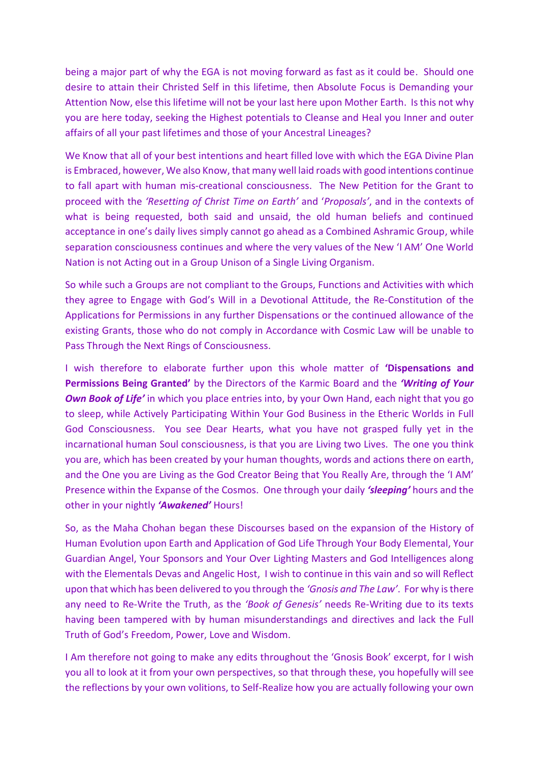being a major part of why the EGA is not moving forward as fast as it could be. Should one desire to attain their Christed Self in this lifetime, then Absolute Focus is Demanding your Attention Now, else this lifetime will not be your last here upon Mother Earth. Is this not why you are here today, seeking the Highest potentials to Cleanse and Heal you Inner and outer affairs of all your past lifetimes and those of your Ancestral Lineages?

We Know that all of your best intentions and heart filled love with which the EGA Divine Plan is Embraced, however, We also Know, that many well laid roads with good intentions continue to fall apart with human mis-creational consciousness. The New Petition for the Grant to proceed with the *'Resetting of Christ Time on Earth'* and '*Proposals'*, and in the contexts of what is being requested, both said and unsaid, the old human beliefs and continued acceptance in one's daily lives simply cannot go ahead as a Combined Ashramic Group, while separation consciousness continues and where the very values of the New 'I AM' One World Nation is not Acting out in a Group Unison of a Single Living Organism.

So while such a Groups are not compliant to the Groups, Functions and Activities with which they agree to Engage with God's Will in a Devotional Attitude, the Re-Constitution of the Applications for Permissions in any further Dispensations or the continued allowance of the existing Grants, those who do not comply in Accordance with Cosmic Law will be unable to Pass Through the Next Rings of Consciousness.

I wish therefore to elaborate further upon this whole matter of **'Dispensations and Permissions Being Granted'** by the Directors of the Karmic Board and the ***'Writing of Your Own Book of Life'*** in which you place entries into, by your Own Hand, each night that you go to sleep, while Actively Participating Within Your God Business in the Etheric Worlds in Full God Consciousness. You see Dear Hearts, what you have not grasped fully yet in the incarnational human Soul consciousness, is that you are Living two Lives. The one you think you are, which has been created by your human thoughts, words and actions there on earth, and the One you are Living as the God Creator Being that You Really Are, through the 'I AM' Presence within the Expanse of the Cosmos. One through your daily ***'sleeping'*** hours and the other in your nightly ***'Awakened'*** Hours!

So, as the Maha Chohan began these Discourses based on the expansion of the History of Human Evolution upon Earth and Application of God Life Through Your Body Elemental, Your Guardian Angel, Your Sponsors and Your Over Lighting Masters and God Intelligences along with the Elementals Devas and Angelic Host, I wish to continue in this vain and so will Reflect upon that which has been delivered to you through the *'Gnosis and The Law'*. For why is there any need to Re-Write the Truth, as the *'Book of Genesis'* needs Re-Writing due to its texts having been tampered with by human misunderstandings and directives and lack the Full Truth of God's Freedom, Power, Love and Wisdom.

I Am therefore not going to make any edits throughout the 'Gnosis Book' excerpt, for I wish you all to look at it from your own perspectives, so that through these, you hopefully will see the reflections by your own volitions, to Self-Realize how you are actually following your own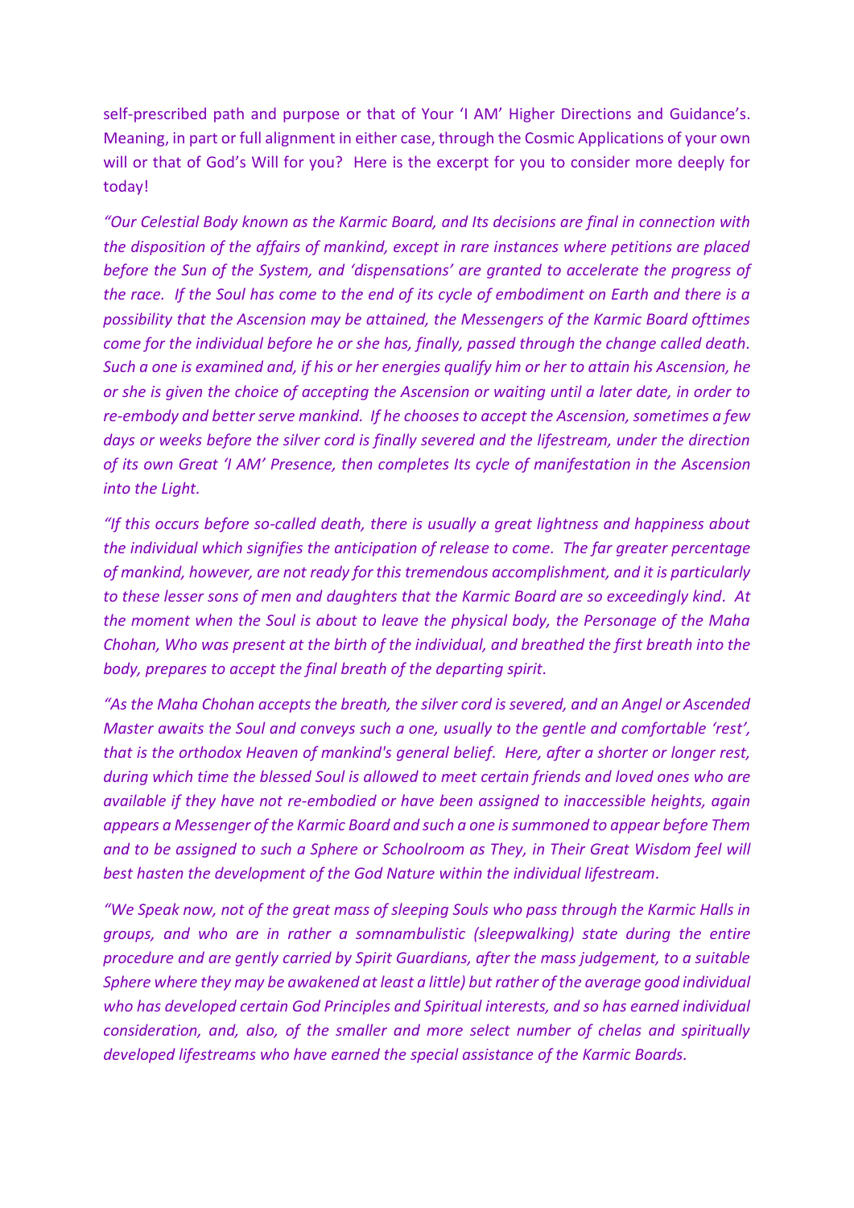self-prescribed path and purpose or that of Your 'I AM' Higher Directions and Guidance's. Meaning, in part or full alignment in either case, through the Cosmic Applications of your own will or that of God's Will for you? Here is the excerpt for you to consider more deeply for today!

*"Our Celestial Body known as the Karmic Board, and Its decisions are final in connection with the disposition of the affairs of mankind, except in rare instances where petitions are placed before the Sun of the System, and 'dispensations' are granted to accelerate the progress of the race. If the Soul has come to the end of its cycle of embodiment on Earth and there is a possibility that the Ascension may be attained, the Messengers of the Karmic Board ofttimes come for the individual before he or she has, finally, passed through the change called death. Such a one is examined and, if his or her energies qualify him or her to attain his Ascension, he or she is given the choice of accepting the Ascension or waiting until a later date, in order to re-embody and better serve mankind. If he chooses to accept the Ascension, sometimes a few days or weeks before the silver cord is finally severed and the lifestream, under the direction of its own Great 'I AM' Presence, then completes Its cycle of manifestation in the Ascension into the Light.*

*"If this occurs before so-called death, there is usually a great lightness and happiness about the individual which signifies the anticipation of release to come. The far greater percentage of mankind, however, are not ready for this tremendous accomplishment, and it is particularly to these lesser sons of men and daughters that the Karmic Board are so exceedingly kind. At the moment when the Soul is about to leave the physical body, the Personage of the Maha Chohan, Who was present at the birth of the individual, and breathed the first breath into the body, prepares to accept the final breath of the departing spirit.*

*"As the Maha Chohan accepts the breath, the silver cord is severed, and an Angel or Ascended Master awaits the Soul and conveys such a one, usually to the gentle and comfortable 'rest', that is the orthodox Heaven of mankind's general belief. Here, after a shorter or longer rest, during which time the blessed Soul is allowed to meet certain friends and loved ones who are available if they have not re-embodied or have been assigned to inaccessible heights, again appears a Messenger of the Karmic Board and such a one is summoned to appear before Them and to be assigned to such a Sphere or Schoolroom as They, in Their Great Wisdom feel will best hasten the development of the God Nature within the individual lifestream.*

*"We Speak now, not of the great mass of sleeping Souls who pass through the Karmic Halls in groups, and who are in rather a somnambulistic (sleepwalking) state during the entire procedure and are gently carried by Spirit Guardians, after the mass judgement, to a suitable Sphere where they may be awakened at least a little) but rather of the average good individual who has developed certain God Principles and Spiritual interests, and so has earned individual consideration, and, also, of the smaller and more select number of chelas and spiritually developed lifestreams who have earned the special assistance of the Karmic Boards.*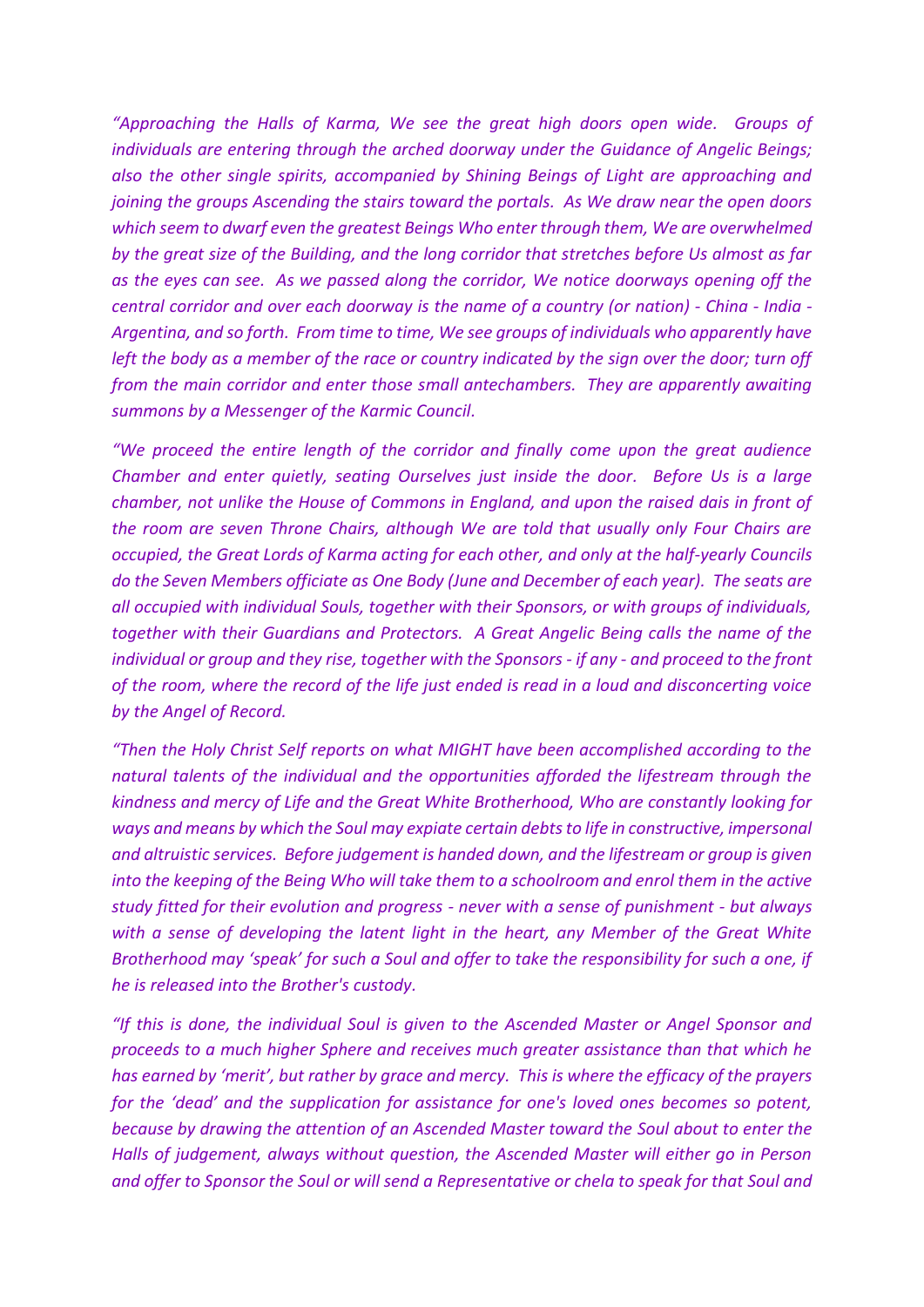*"Approaching the Halls of Karma, We see the great high doors open wide. Groups of individuals are entering through the arched doorway under the Guidance of Angelic Beings; also the other single spirits, accompanied by Shining Beings of Light are approaching and joining the groups Ascending the stairs toward the portals. As We draw near the open doors which seem to dwarf even the greatest Beings Who enter through them, We are overwhelmed by the great size of the Building, and the long corridor that stretches before Us almost as far as the eyes can see. As we passed along the corridor, We notice doorways opening off the central corridor and over each doorway is the name of a country (or nation) - China - India - Argentina, and so forth. From time to time, We see groups of individuals who apparently have left the body as a member of the race or country indicated by the sign over the door; turn off from the main corridor and enter those small antechambers. They are apparently awaiting summons by a Messenger of the Karmic Council.*

*"We proceed the entire length of the corridor and finally come upon the great audience Chamber and enter quietly, seating Ourselves just inside the door. Before Us is a large chamber, not unlike the House of Commons in England, and upon the raised dais in front of the room are seven Throne Chairs, although We are told that usually only Four Chairs are occupied, the Great Lords of Karma acting for each other, and only at the half-yearly Councils do the Seven Members officiate as One Body (June and December of each year). The seats are all occupied with individual Souls, together with their Sponsors, or with groups of individuals, together with their Guardians and Protectors. A Great Angelic Being calls the name of the individual or group and they rise, together with the Sponsors - if any - and proceed to the front of the room, where the record of the life just ended is read in a loud and disconcerting voice by the Angel of Record.*

*"Then the Holy Christ Self reports on what MIGHT have been accomplished according to the natural talents of the individual and the opportunities afforded the lifestream through the kindness and mercy of Life and the Great White Brotherhood, Who are constantly looking for ways and means by which the Soul may expiate certain debts to life in constructive, impersonal and altruistic services. Before judgement is handed down, and the lifestream or group is given into the keeping of the Being Who will take them to a schoolroom and enrol them in the active study fitted for their evolution and progress - never with a sense of punishment - but always with a sense of developing the latent light in the heart, any Member of the Great White Brotherhood may 'speak' for such a Soul and offer to take the responsibility for such a one, if he is released into the Brother's custody.*

*"If this is done, the individual Soul is given to the Ascended Master or Angel Sponsor and proceeds to a much higher Sphere and receives much greater assistance than that which he has earned by 'merit', but rather by grace and mercy. This is where the efficacy of the prayers for the 'dead' and the supplication for assistance for one's loved ones becomes so potent, because by drawing the attention of an Ascended Master toward the Soul about to enter the Halls of judgement, always without question, the Ascended Master will either go in Person and offer to Sponsor the Soul or will send a Representative or chela to speak for that Soul and*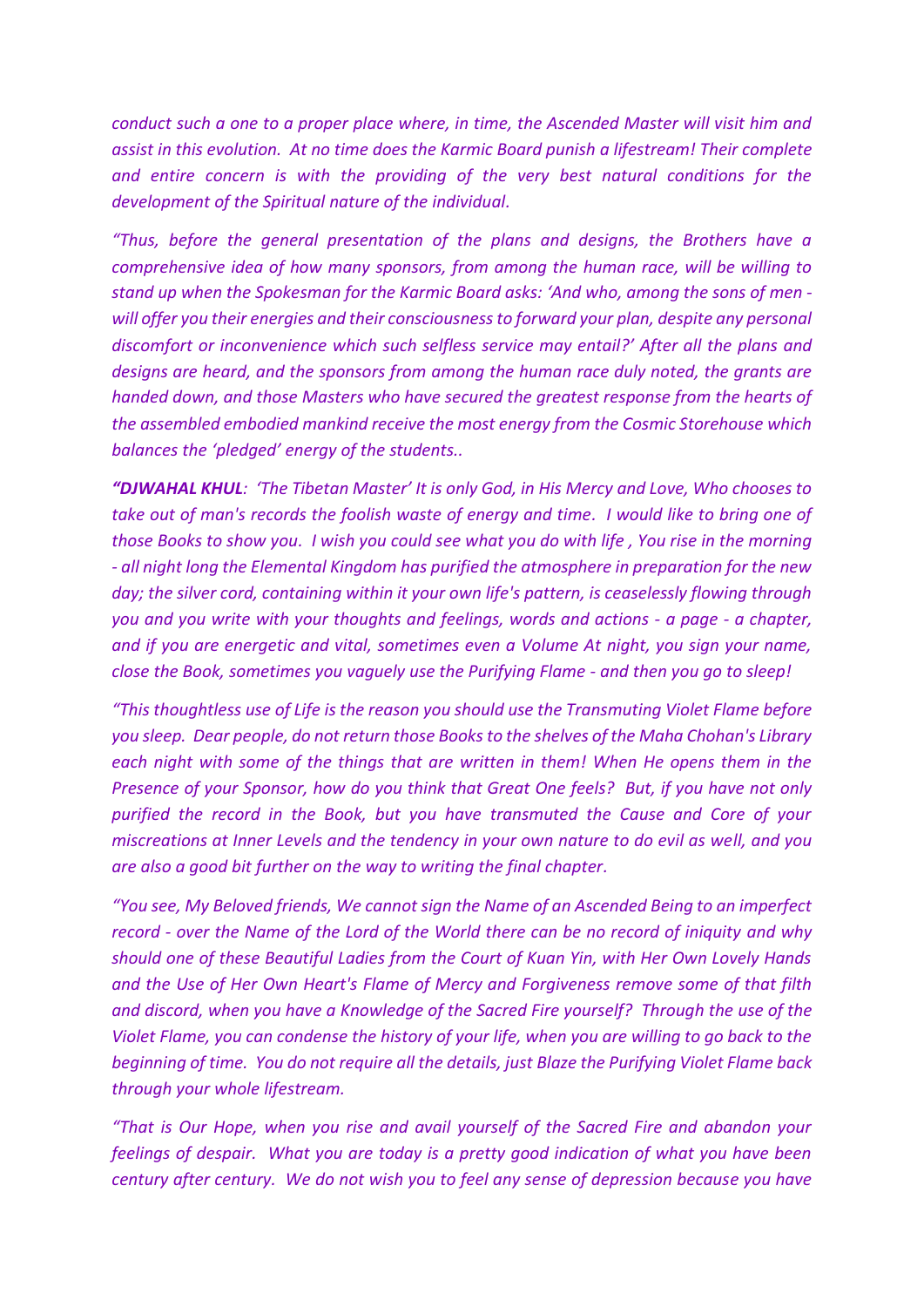*conduct such a one to a proper place where, in time, the Ascended Master will visit him and assist in this evolution. At no time does the Karmic Board punish a lifestream! Their complete and entire concern is with the providing of the very best natural conditions for the development of the Spiritual nature of the individual.*

*"Thus, before the general presentation of the plans and designs, the Brothers have a comprehensive idea of how many sponsors, from among the human race, will be willing to stand up when the Spokesman for the Karmic Board asks: 'And who, among the sons of men - will offer you their energies and their consciousness to forward your plan, despite any personal discomfort or inconvenience which such selfless service may entail?' After all the plans and designs are heard, and the sponsors from among the human race duly noted, the grants are handed down, and those Masters who have secured the greatest response from the hearts of the assembled embodied mankind receive the most energy from the Cosmic Storehouse which balances the 'pledged' energy of the students..*

***"DJWAHAL KHUL**: 'The Tibetan Master' It is only God, in His Mercy and Love, Who chooses to take out of man's records the foolish waste of energy and time. I would like to bring one of those Books to show you. I wish you could see what you do with life , You rise in the morning - all night long the Elemental Kingdom has purified the atmosphere in preparation for the new day; the silver cord, containing within it your own life's pattern, is ceaselessly flowing through you and you write with your thoughts and feelings, words and actions - a page - a chapter, and if you are energetic and vital, sometimes even a Volume At night, you sign your name, close the Book, sometimes you vaguely use the Purifying Flame - and then you go to sleep!*

*"This thoughtless use of Life is the reason you should use the Transmuting Violet Flame before you sleep. Dear people, do not return those Books to the shelves of the Maha Chohan's Library each night with some of the things that are written in them! When He opens them in the Presence of your Sponsor, how do you think that Great One feels? But, if you have not only purified the record in the Book, but you have transmuted the Cause and Core of your miscreations at Inner Levels and the tendency in your own nature to do evil as well, and you are also a good bit further on the way to writing the final chapter.*

*"You see, My Beloved friends, We cannot sign the Name of an Ascended Being to an imperfect record - over the Name of the Lord of the World there can be no record of iniquity and why should one of these Beautiful Ladies from the Court of Kuan Yin, with Her Own Lovely Hands and the Use of Her Own Heart's Flame of Mercy and Forgiveness remove some of that filth and discord, when you have a Knowledge of the Sacred Fire yourself? Through the use of the Violet Flame, you can condense the history of your life, when you are willing to go back to the beginning of time. You do not require all the details, just Blaze the Purifying Violet Flame back through your whole lifestream.*

*"That is Our Hope, when you rise and avail yourself of the Sacred Fire and abandon your feelings of despair. What you are today is a pretty good indication of what you have been century after century. We do not wish you to feel any sense of depression because you have*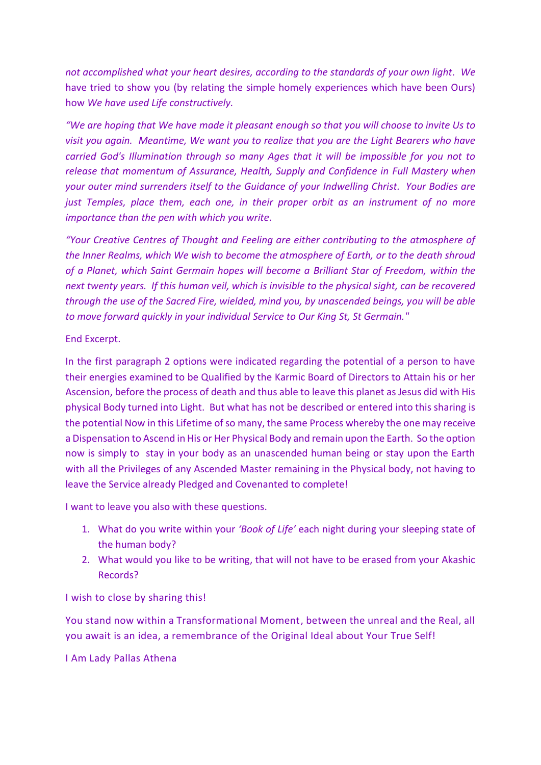*not accomplished what your heart desires, according to the standards of your own light. We* have tried to show you (by relating the simple homely experiences which have been Ours) how *We have used Life constructively.*

*"We are hoping that We have made it pleasant enough so that you will choose to invite Us to visit you again. Meantime, We want you to realize that you are the Light Bearers who have carried God's Illumination through so many Ages that it will be impossible for you not to release that momentum of Assurance, Health, Supply and Confidence in Full Mastery when your outer mind surrenders itself to the Guidance of your Indwelling Christ. Your Bodies are just Temples, place them, each one, in their proper orbit as an instrument of no more importance than the pen with which you write.*

*"Your Creative Centres of Thought and Feeling are either contributing to the atmosphere of the Inner Realms, which We wish to become the atmosphere of Earth, or to the death shroud of a Planet, which Saint Germain hopes will become a Brilliant Star of Freedom, within the next twenty years. If this human veil, which is invisible to the physical sight, can be recovered through the use of the Sacred Fire, wielded, mind you, by unascended beings, you will be able to move forward quickly in your individual Service to Our King St, St Germain."*

End Excerpt.

In the first paragraph 2 options were indicated regarding the potential of a person to have their energies examined to be Qualified by the Karmic Board of Directors to Attain his or her Ascension, before the process of death and thus able to leave this planet as Jesus did with His physical Body turned into Light. But what has not be described or entered into this sharing is the potential Now in this Lifetime of so many, the same Process whereby the one may receive a Dispensation to Ascend in His or Her Physical Body and remain upon the Earth. So the option now is simply to stay in your body as an unascended human being or stay upon the Earth with all the Privileges of any Ascended Master remaining in the Physical body, not having to leave the Service already Pledged and Covenanted to complete!

I want to leave you also with these questions.

1. What do you write within your *'Book of Life'* each night during your sleeping state of the human body?
2. What would you like to be writing, that will not have to be erased from your Akashic Records?

I wish to close by sharing this!

You stand now within a Transformational Moment, between the unreal and the Real, all you await is an idea, a remembrance of the Original Ideal about Your True Self!

I Am Lady Pallas Athena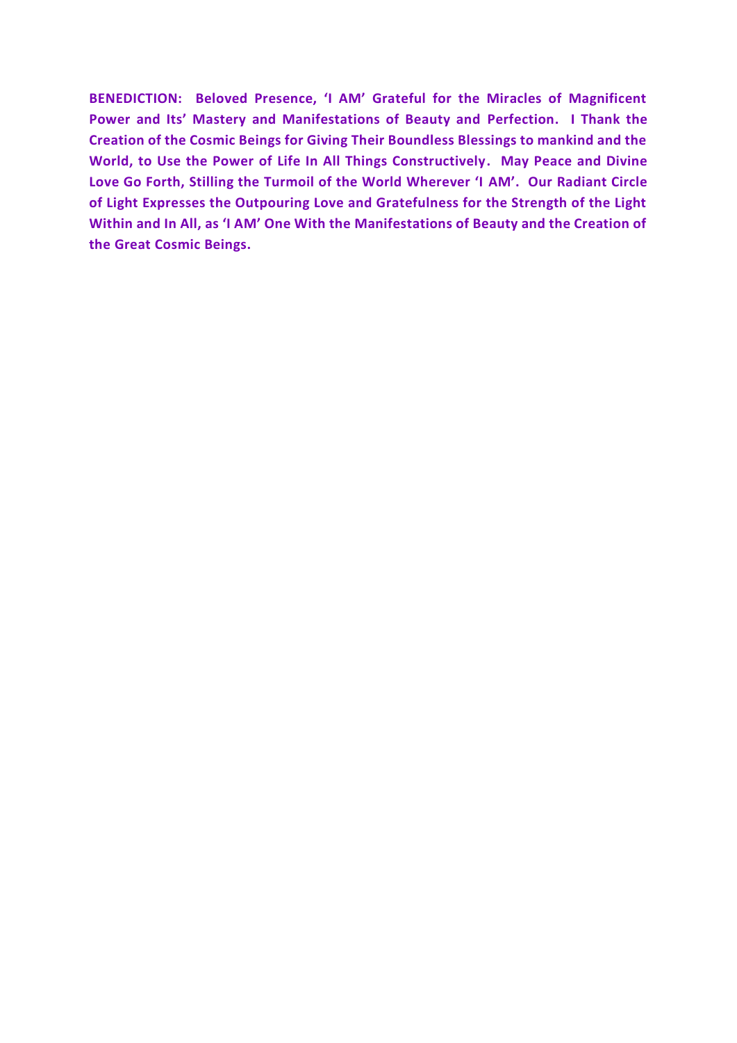**BENEDICTION: Beloved Presence, 'I AM' Grateful for the Miracles of Magnificent Power and Its' Mastery and Manifestations of Beauty and Perfection. I Thank the Creation of the Cosmic Beings for Giving Their Boundless Blessings to mankind and the World, to Use the Power of Life In All Things Constructively. May Peace and Divine Love Go Forth, Stilling the Turmoil of the World Wherever 'I AM'. Our Radiant Circle of Light Expresses the Outpouring Love and Gratefulness for the Strength of the Light Within and In All, as 'I AM' One With the Manifestations of Beauty and the Creation of the Great Cosmic Beings.**